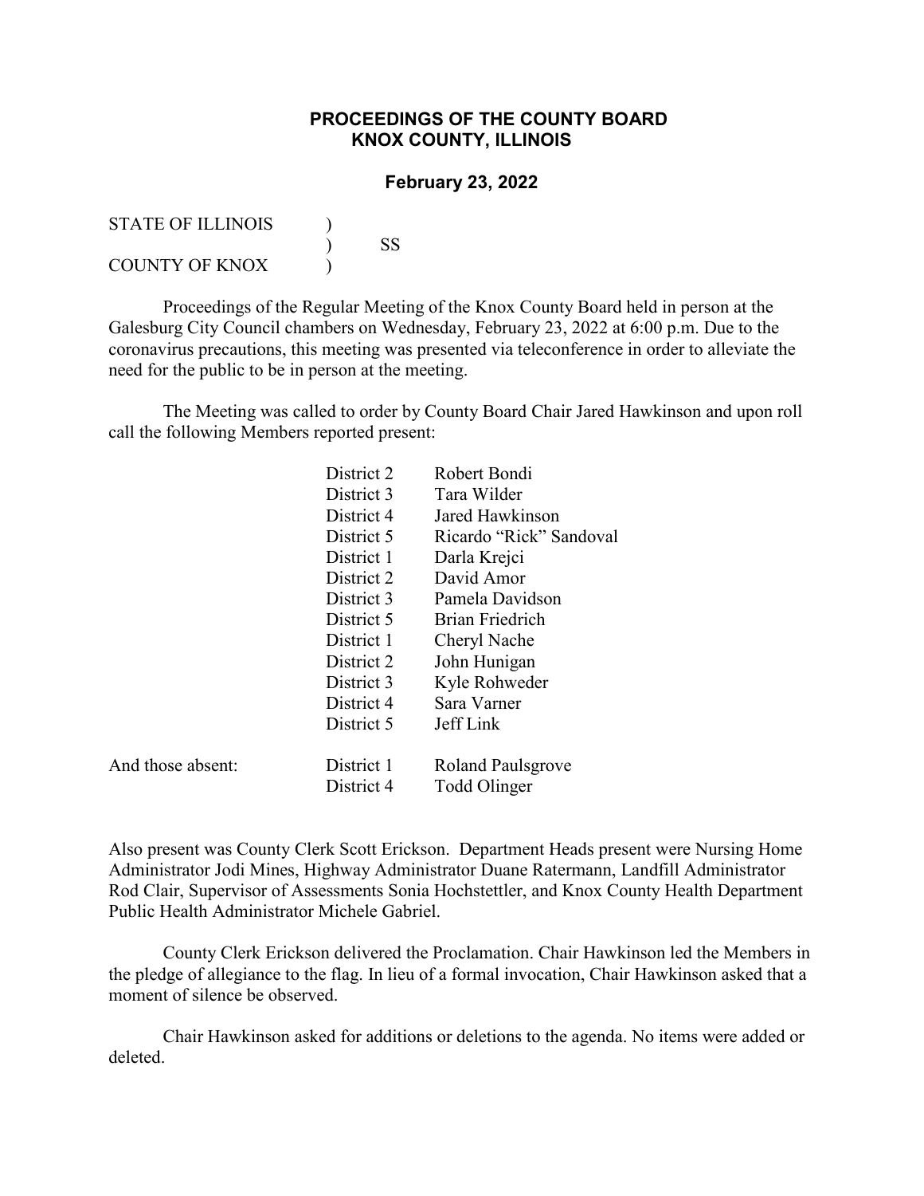# PROCEEDINGS OF THE COUNTY BOARD
## KNOX COUNTY, ILLINOIS

### February 23, 2022

STATE OF ILLINOIS )
) SS
COUNTY OF KNOX )

Proceedings of the Regular Meeting of the Knox County Board held in person at the Galesburg City Council chambers on Wednesday, February 23, 2022 at 6:00 p.m. Due to the coronavirus precautions, this meeting was presented via teleconference in order to alleviate the need for the public to be in person at the meeting.

The Meeting was called to order by County Board Chair Jared Hawkinson and upon roll call the following Members reported present:

| | | |
|---|---|---|
| | District 2 | Robert Bondi |
| | District 3 | Tara Wilder |
| | District 4 | Jared Hawkinson |
| | District 5 | Ricardo "Rick" Sandoval |
| | District 1 | Darla Krejci |
| | District 2 | David Amor |
| | District 3 | Pamela Davidson |
| | District 5 | Brian Friedrich |
| | District 1 | Cheryl Nache |
| | District 2 | John Hunigan |
| | District 3 | Kyle Rohweder |
| | District 4 | Sara Varner |
| | District 5 | Jeff Link |
| And those absent: | District 1 | Roland Paulsgrove |
| | District 4 | Todd Olinger |

Also present was County Clerk Scott Erickson. Department Heads present were Nursing Home Administrator Jodi Mines, Highway Administrator Duane Ratermann, Landfill Administrator Rod Clair, Supervisor of Assessments Sonia Hochstettler, and Knox County Health Department Public Health Administrator Michele Gabriel.

County Clerk Erickson delivered the Proclamation. Chair Hawkinson led the Members in the pledge of allegiance to the flag. In lieu of a formal invocation, Chair Hawkinson asked that a moment of silence be observed.

Chair Hawkinson asked for additions or deletions to the agenda. No items were added or deleted.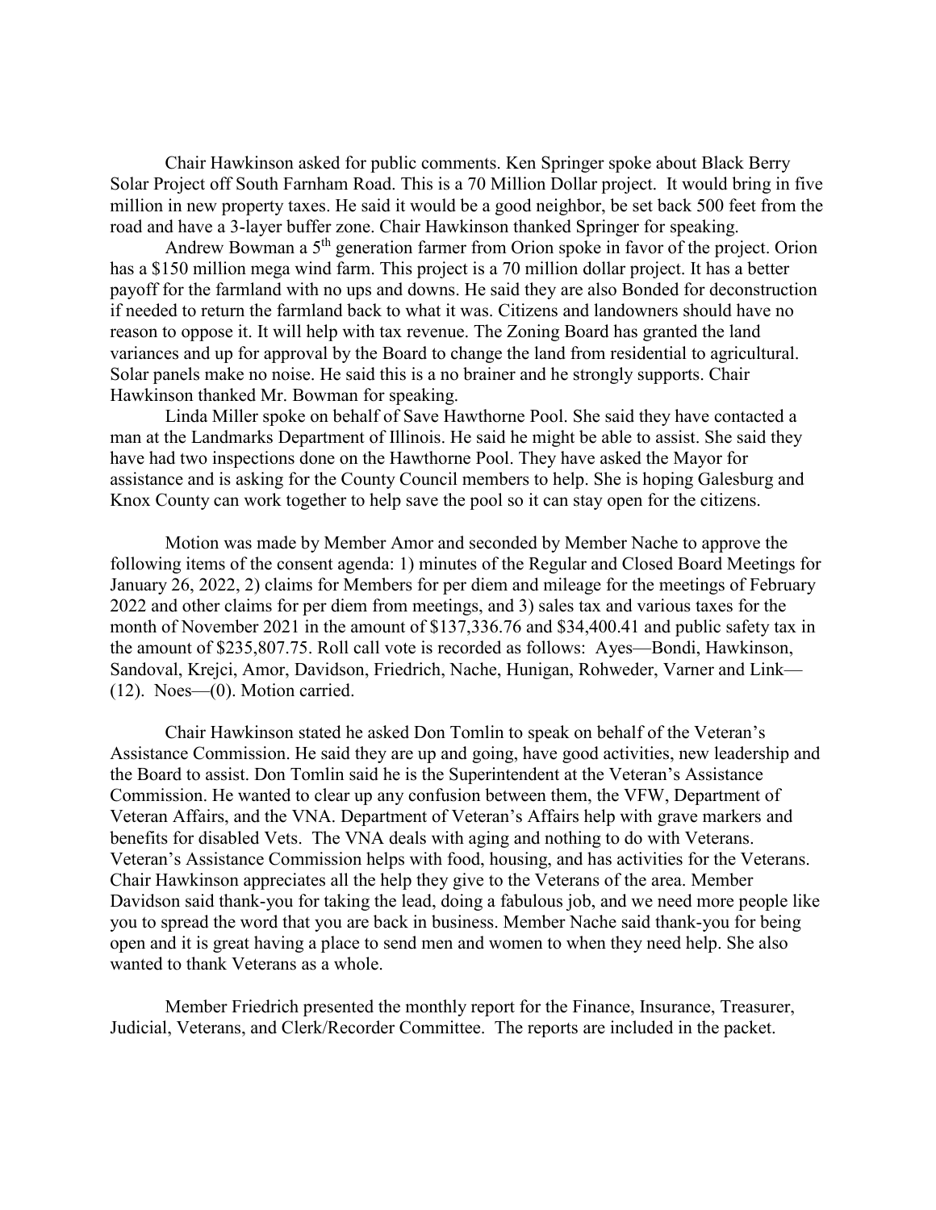Chair Hawkinson asked for public comments. Ken Springer spoke about Black Berry Solar Project off South Farnham Road. This is a 70 Million Dollar project. It would bring in five million in new property taxes. He said it would be a good neighbor, be set back 500 feet from the road and have a 3-layer buffer zone. Chair Hawkinson thanked Springer for speaking.

Andrew Bowman a 5th generation farmer from Orion spoke in favor of the project. Orion has a $150 million mega wind farm. This project is a 70 million dollar project. It has a better payoff for the farmland with no ups and downs. He said they are also Bonded for deconstruction if needed to return the farmland back to what it was. Citizens and landowners should have no reason to oppose it. It will help with tax revenue. The Zoning Board has granted the land variances and up for approval by the Board to change the land from residential to agricultural. Solar panels make no noise. He said this is a no brainer and he strongly supports. Chair Hawkinson thanked Mr. Bowman for speaking.

Linda Miller spoke on behalf of Save Hawthorne Pool. She said they have contacted a man at the Landmarks Department of Illinois. He said he might be able to assist. She said they have had two inspections done on the Hawthorne Pool. They have asked the Mayor for assistance and is asking for the County Council members to help. She is hoping Galesburg and Knox County can work together to help save the pool so it can stay open for the citizens.

Motion was made by Member Amor and seconded by Member Nache to approve the following items of the consent agenda: 1) minutes of the Regular and Closed Board Meetings for January 26, 2022, 2) claims for Members for per diem and mileage for the meetings of February 2022 and other claims for per diem from meetings, and 3) sales tax and various taxes for the month of November 2021 in the amount of $137,336.76 and $34,400.41 and public safety tax in the amount of $235,807.75. Roll call vote is recorded as follows: Ayes—Bondi, Hawkinson, Sandoval, Krejci, Amor, Davidson, Friedrich, Nache, Hunigan, Rohweder, Varner and Link—(12). Noes—(0). Motion carried.

Chair Hawkinson stated he asked Don Tomlin to speak on behalf of the Veteran's Assistance Commission. He said they are up and going, have good activities, new leadership and the Board to assist. Don Tomlin said he is the Superintendent at the Veteran's Assistance Commission. He wanted to clear up any confusion between them, the VFW, Department of Veteran Affairs, and the VNA. Department of Veteran's Affairs help with grave markers and benefits for disabled Vets. The VNA deals with aging and nothing to do with Veterans. Veteran's Assistance Commission helps with food, housing, and has activities for the Veterans. Chair Hawkinson appreciates all the help they give to the Veterans of the area. Member Davidson said thank-you for taking the lead, doing a fabulous job, and we need more people like you to spread the word that you are back in business. Member Nache said thank-you for being open and it is great having a place to send men and women to when they need help. She also wanted to thank Veterans as a whole.

Member Friedrich presented the monthly report for the Finance, Insurance, Treasurer, Judicial, Veterans, and Clerk/Recorder Committee. The reports are included in the packet.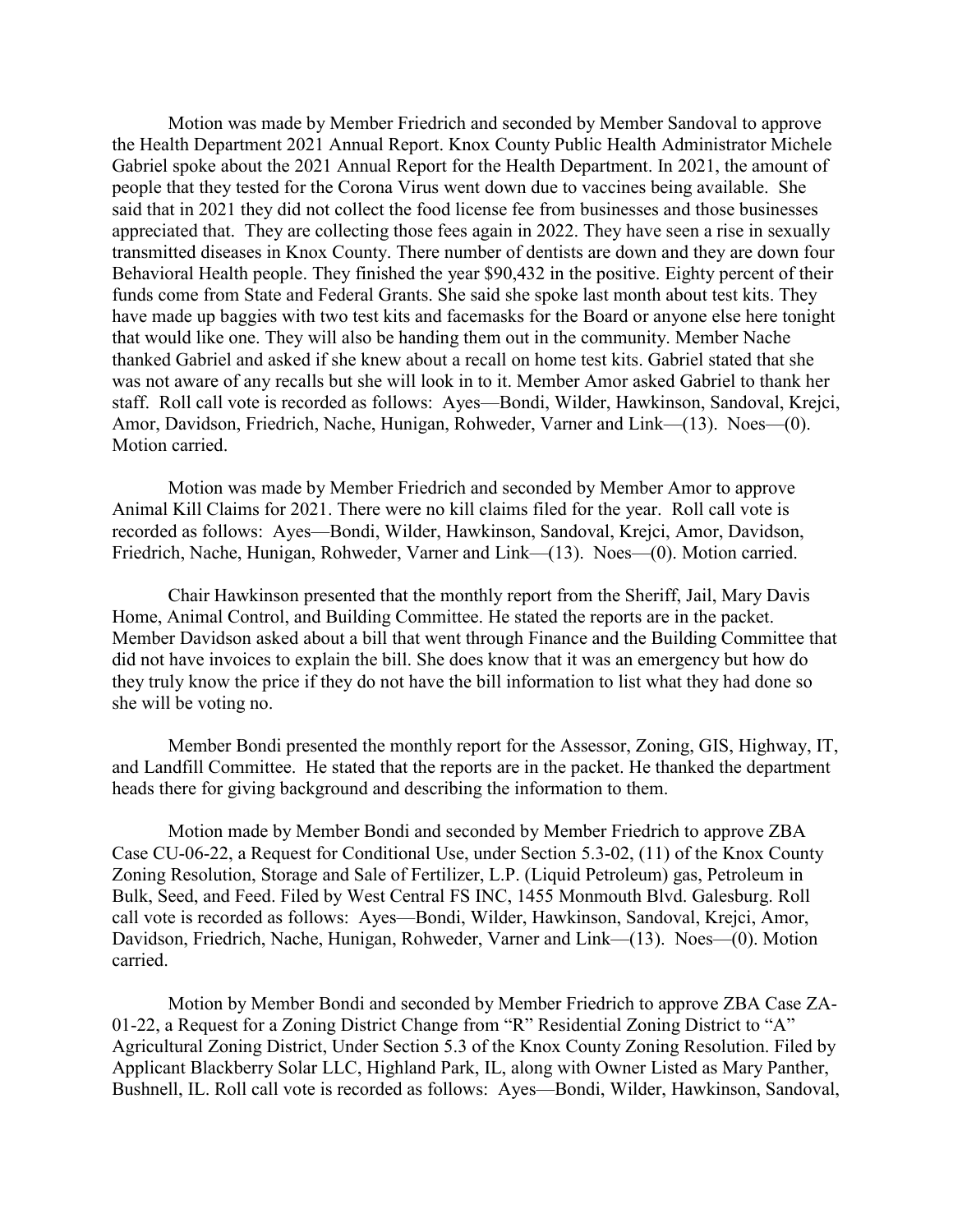Motion was made by Member Friedrich and seconded by Member Sandoval to approve the Health Department 2021 Annual Report. Knox County Public Health Administrator Michele Gabriel spoke about the 2021 Annual Report for the Health Department. In 2021, the amount of people that they tested for the Corona Virus went down due to vaccines being available. She said that in 2021 they did not collect the food license fee from businesses and those businesses appreciated that. They are collecting those fees again in 2022. They have seen a rise in sexually transmitted diseases in Knox County. There number of dentists are down and they are down four Behavioral Health people. They finished the year $90,432 in the positive. Eighty percent of their funds come from State and Federal Grants. She said she spoke last month about test kits. They have made up baggies with two test kits and facemasks for the Board or anyone else here tonight that would like one. They will also be handing them out in the community. Member Nache thanked Gabriel and asked if she knew about a recall on home test kits. Gabriel stated that she was not aware of any recalls but she will look in to it. Member Amor asked Gabriel to thank her staff. Roll call vote is recorded as follows: Ayes—Bondi, Wilder, Hawkinson, Sandoval, Krejci, Amor, Davidson, Friedrich, Nache, Hunigan, Rohweder, Varner and Link—(13). Noes—(0). Motion carried.

Motion was made by Member Friedrich and seconded by Member Amor to approve Animal Kill Claims for 2021. There were no kill claims filed for the year. Roll call vote is recorded as follows: Ayes—Bondi, Wilder, Hawkinson, Sandoval, Krejci, Amor, Davidson, Friedrich, Nache, Hunigan, Rohweder, Varner and Link—(13). Noes—(0). Motion carried.

Chair Hawkinson presented that the monthly report from the Sheriff, Jail, Mary Davis Home, Animal Control, and Building Committee. He stated the reports are in the packet. Member Davidson asked about a bill that went through Finance and the Building Committee that did not have invoices to explain the bill. She does know that it was an emergency but how do they truly know the price if they do not have the bill information to list what they had done so she will be voting no.

Member Bondi presented the monthly report for the Assessor, Zoning, GIS, Highway, IT, and Landfill Committee. He stated that the reports are in the packet. He thanked the department heads there for giving background and describing the information to them.

Motion made by Member Bondi and seconded by Member Friedrich to approve ZBA Case CU-06-22, a Request for Conditional Use, under Section 5.3-02, (11) of the Knox County Zoning Resolution, Storage and Sale of Fertilizer, L.P. (Liquid Petroleum) gas, Petroleum in Bulk, Seed, and Feed. Filed by West Central FS INC, 1455 Monmouth Blvd. Galesburg. Roll call vote is recorded as follows: Ayes—Bondi, Wilder, Hawkinson, Sandoval, Krejci, Amor, Davidson, Friedrich, Nache, Hunigan, Rohweder, Varner and Link—(13). Noes—(0). Motion carried.

Motion by Member Bondi and seconded by Member Friedrich to approve ZBA Case ZA-01-22, a Request for a Zoning District Change from "R" Residential Zoning District to "A" Agricultural Zoning District, Under Section 5.3 of the Knox County Zoning Resolution. Filed by Applicant Blackberry Solar LLC, Highland Park, IL, along with Owner Listed as Mary Panther, Bushnell, IL. Roll call vote is recorded as follows: Ayes—Bondi, Wilder, Hawkinson, Sandoval,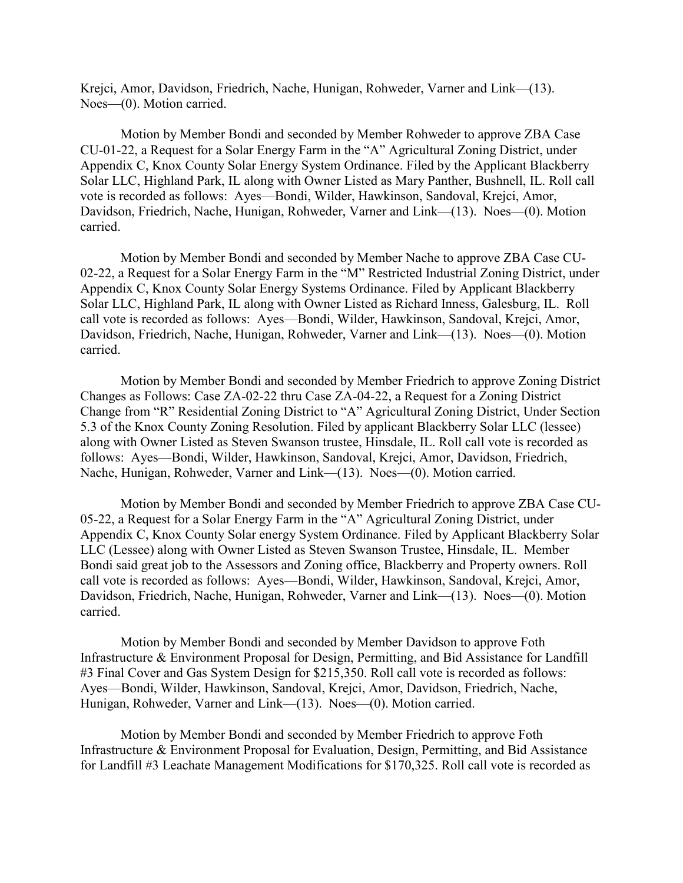Krejci, Amor, Davidson, Friedrich, Nache, Hunigan, Rohweder, Varner and Link—(13). Noes—(0). Motion carried.

Motion by Member Bondi and seconded by Member Rohweder to approve ZBA Case CU-01-22, a Request for a Solar Energy Farm in the "A" Agricultural Zoning District, under Appendix C, Knox County Solar Energy System Ordinance. Filed by the Applicant Blackberry Solar LLC, Highland Park, IL along with Owner Listed as Mary Panther, Bushnell, IL. Roll call vote is recorded as follows: Ayes—Bondi, Wilder, Hawkinson, Sandoval, Krejci, Amor, Davidson, Friedrich, Nache, Hunigan, Rohweder, Varner and Link—(13). Noes—(0). Motion carried.

Motion by Member Bondi and seconded by Member Nache to approve ZBA Case CU-02-22, a Request for a Solar Energy Farm in the "M" Restricted Industrial Zoning District, under Appendix C, Knox County Solar Energy Systems Ordinance. Filed by Applicant Blackberry Solar LLC, Highland Park, IL along with Owner Listed as Richard Inness, Galesburg, IL. Roll call vote is recorded as follows: Ayes—Bondi, Wilder, Hawkinson, Sandoval, Krejci, Amor, Davidson, Friedrich, Nache, Hunigan, Rohweder, Varner and Link—(13). Noes—(0). Motion carried.

Motion by Member Bondi and seconded by Member Friedrich to approve Zoning District Changes as Follows: Case ZA-02-22 thru Case ZA-04-22, a Request for a Zoning District Change from "R" Residential Zoning District to "A" Agricultural Zoning District, Under Section 5.3 of the Knox County Zoning Resolution. Filed by applicant Blackberry Solar LLC (lessee) along with Owner Listed as Steven Swanson trustee, Hinsdale, IL. Roll call vote is recorded as follows: Ayes—Bondi, Wilder, Hawkinson, Sandoval, Krejci, Amor, Davidson, Friedrich, Nache, Hunigan, Rohweder, Varner and Link—(13). Noes—(0). Motion carried.

Motion by Member Bondi and seconded by Member Friedrich to approve ZBA Case CU-05-22, a Request for a Solar Energy Farm in the "A" Agricultural Zoning District, under Appendix C, Knox County Solar energy System Ordinance. Filed by Applicant Blackberry Solar LLC (Lessee) along with Owner Listed as Steven Swanson Trustee, Hinsdale, IL. Member Bondi said great job to the Assessors and Zoning office, Blackberry and Property owners. Roll call vote is recorded as follows: Ayes—Bondi, Wilder, Hawkinson, Sandoval, Krejci, Amor, Davidson, Friedrich, Nache, Hunigan, Rohweder, Varner and Link—(13). Noes—(0). Motion carried.

Motion by Member Bondi and seconded by Member Davidson to approve Foth Infrastructure & Environment Proposal for Design, Permitting, and Bid Assistance for Landfill #3 Final Cover and Gas System Design for $215,350. Roll call vote is recorded as follows: Ayes—Bondi, Wilder, Hawkinson, Sandoval, Krejci, Amor, Davidson, Friedrich, Nache, Hunigan, Rohweder, Varner and Link—(13). Noes—(0). Motion carried.

Motion by Member Bondi and seconded by Member Friedrich to approve Foth Infrastructure & Environment Proposal for Evaluation, Design, Permitting, and Bid Assistance for Landfill #3 Leachate Management Modifications for $170,325. Roll call vote is recorded as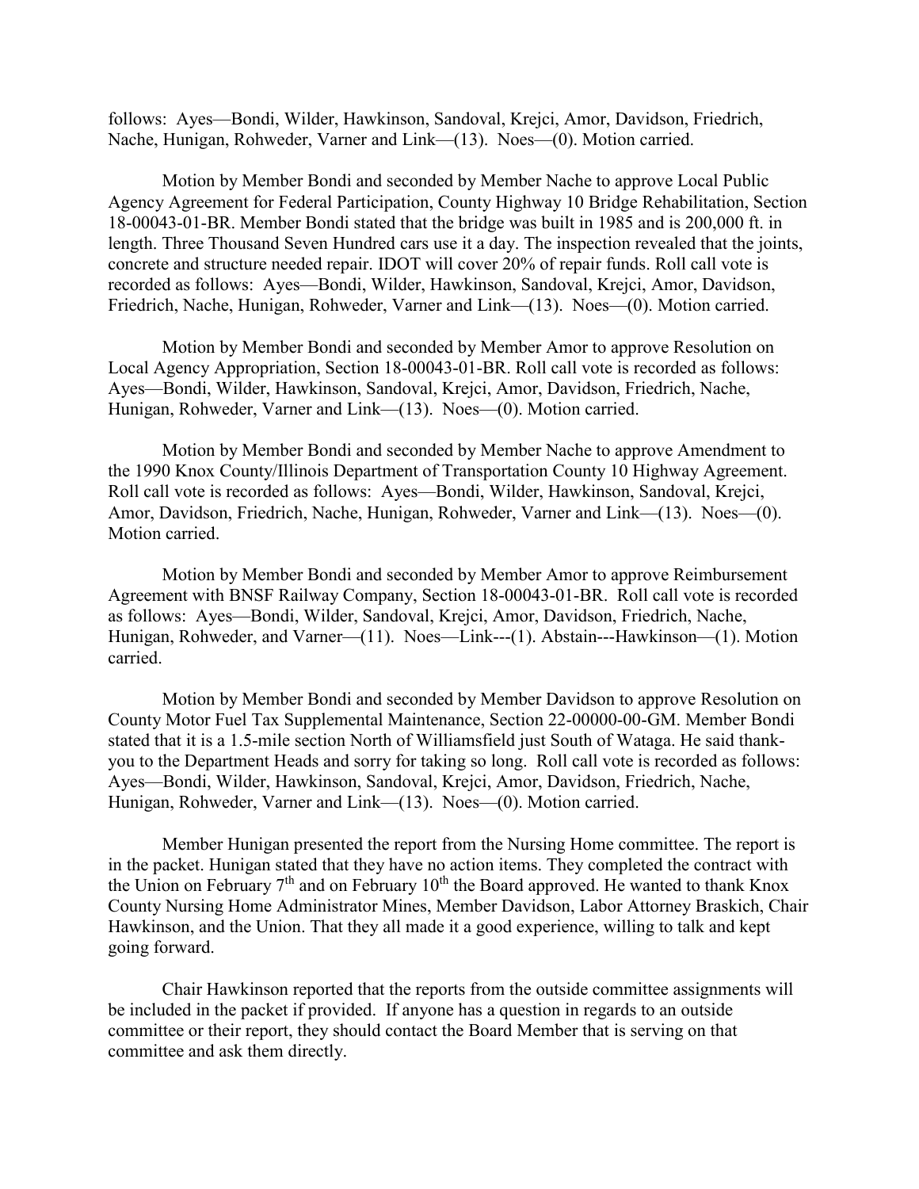follows: Ayes—Bondi, Wilder, Hawkinson, Sandoval, Krejci, Amor, Davidson, Friedrich, Nache, Hunigan, Rohweder, Varner and Link—(13). Noes—(0). Motion carried.

Motion by Member Bondi and seconded by Member Nache to approve Local Public Agency Agreement for Federal Participation, County Highway 10 Bridge Rehabilitation, Section 18-00043-01-BR. Member Bondi stated that the bridge was built in 1985 and is 200,000 ft. in length. Three Thousand Seven Hundred cars use it a day. The inspection revealed that the joints, concrete and structure needed repair. IDOT will cover 20% of repair funds. Roll call vote is recorded as follows: Ayes—Bondi, Wilder, Hawkinson, Sandoval, Krejci, Amor, Davidson, Friedrich, Nache, Hunigan, Rohweder, Varner and Link—(13). Noes—(0). Motion carried.

Motion by Member Bondi and seconded by Member Amor to approve Resolution on Local Agency Appropriation, Section 18-00043-01-BR. Roll call vote is recorded as follows: Ayes—Bondi, Wilder, Hawkinson, Sandoval, Krejci, Amor, Davidson, Friedrich, Nache, Hunigan, Rohweder, Varner and Link—(13). Noes—(0). Motion carried.

Motion by Member Bondi and seconded by Member Nache to approve Amendment to the 1990 Knox County/Illinois Department of Transportation County 10 Highway Agreement. Roll call vote is recorded as follows: Ayes—Bondi, Wilder, Hawkinson, Sandoval, Krejci, Amor, Davidson, Friedrich, Nache, Hunigan, Rohweder, Varner and Link—(13). Noes—(0). Motion carried.

Motion by Member Bondi and seconded by Member Amor to approve Reimbursement Agreement with BNSF Railway Company, Section 18-00043-01-BR. Roll call vote is recorded as follows: Ayes—Bondi, Wilder, Sandoval, Krejci, Amor, Davidson, Friedrich, Nache, Hunigan, Rohweder, and Varner—(11). Noes—Link---(1). Abstain---Hawkinson—(1). Motion carried.

Motion by Member Bondi and seconded by Member Davidson to approve Resolution on County Motor Fuel Tax Supplemental Maintenance, Section 22-00000-00-GM. Member Bondi stated that it is a 1.5-mile section North of Williamsfield just South of Wataga. He said thank-you to the Department Heads and sorry for taking so long. Roll call vote is recorded as follows: Ayes—Bondi, Wilder, Hawkinson, Sandoval, Krejci, Amor, Davidson, Friedrich, Nache, Hunigan, Rohweder, Varner and Link—(13). Noes—(0). Motion carried.

Member Hunigan presented the report from the Nursing Home committee. The report is in the packet. Hunigan stated that they have no action items. They completed the contract with the Union on February 7th and on February 10th the Board approved. He wanted to thank Knox County Nursing Home Administrator Mines, Member Davidson, Labor Attorney Braskich, Chair Hawkinson, and the Union. That they all made it a good experience, willing to talk and kept going forward.

Chair Hawkinson reported that the reports from the outside committee assignments will be included in the packet if provided. If anyone has a question in regards to an outside committee or their report, they should contact the Board Member that is serving on that committee and ask them directly.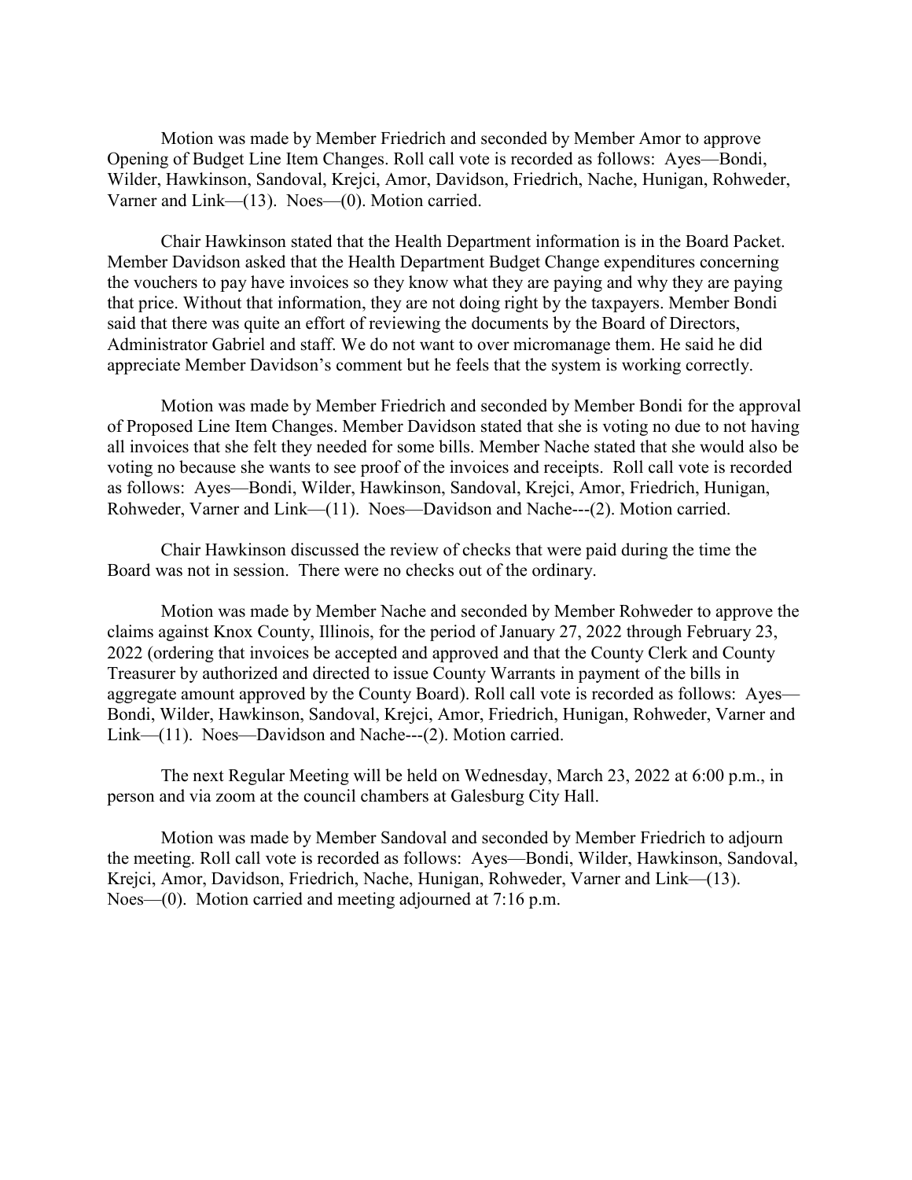Motion was made by Member Friedrich and seconded by Member Amor to approve Opening of Budget Line Item Changes. Roll call vote is recorded as follows: Ayes—Bondi, Wilder, Hawkinson, Sandoval, Krejci, Amor, Davidson, Friedrich, Nache, Hunigan, Rohweder, Varner and Link—(13). Noes—(0). Motion carried.

Chair Hawkinson stated that the Health Department information is in the Board Packet. Member Davidson asked that the Health Department Budget Change expenditures concerning the vouchers to pay have invoices so they know what they are paying and why they are paying that price. Without that information, they are not doing right by the taxpayers. Member Bondi said that there was quite an effort of reviewing the documents by the Board of Directors, Administrator Gabriel and staff. We do not want to over micromanage them. He said he did appreciate Member Davidson's comment but he feels that the system is working correctly.

Motion was made by Member Friedrich and seconded by Member Bondi for the approval of Proposed Line Item Changes. Member Davidson stated that she is voting no due to not having all invoices that she felt they needed for some bills. Member Nache stated that she would also be voting no because she wants to see proof of the invoices and receipts. Roll call vote is recorded as follows: Ayes—Bondi, Wilder, Hawkinson, Sandoval, Krejci, Amor, Friedrich, Hunigan, Rohweder, Varner and Link—(11). Noes—Davidson and Nache---(2). Motion carried.

Chair Hawkinson discussed the review of checks that were paid during the time the Board was not in session. There were no checks out of the ordinary.

Motion was made by Member Nache and seconded by Member Rohweder to approve the claims against Knox County, Illinois, for the period of January 27, 2022 through February 23, 2022 (ordering that invoices be accepted and approved and that the County Clerk and County Treasurer by authorized and directed to issue County Warrants in payment of the bills in aggregate amount approved by the County Board). Roll call vote is recorded as follows: Ayes—Bondi, Wilder, Hawkinson, Sandoval, Krejci, Amor, Friedrich, Hunigan, Rohweder, Varner and Link—(11). Noes—Davidson and Nache---(2). Motion carried.

The next Regular Meeting will be held on Wednesday, March 23, 2022 at 6:00 p.m., in person and via zoom at the council chambers at Galesburg City Hall.

Motion was made by Member Sandoval and seconded by Member Friedrich to adjourn the meeting. Roll call vote is recorded as follows: Ayes—Bondi, Wilder, Hawkinson, Sandoval, Krejci, Amor, Davidson, Friedrich, Nache, Hunigan, Rohweder, Varner and Link—(13). Noes—(0). Motion carried and meeting adjourned at 7:16 p.m.